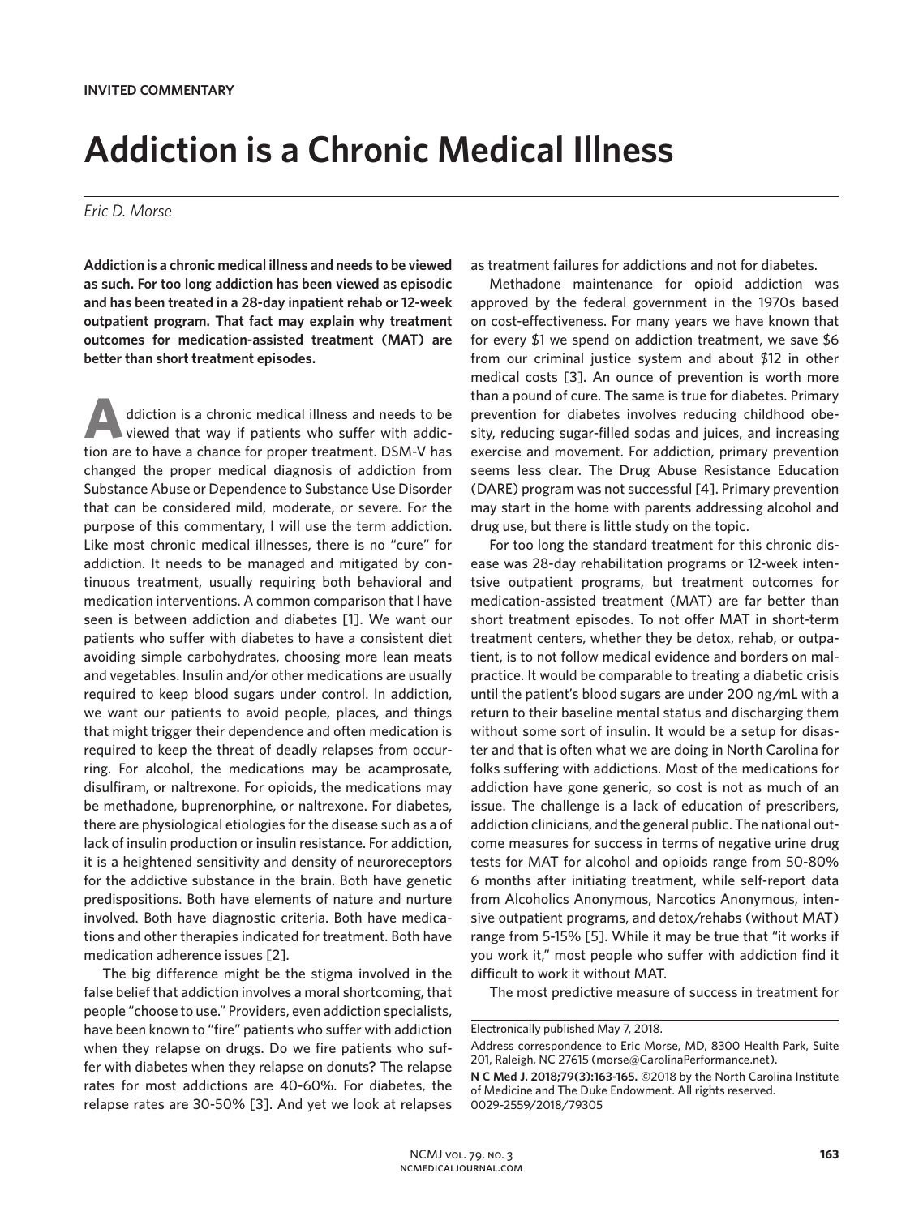**INVITED COMMENTARY**

# Addiction is a Chronic Medical Illness

*Eric D. Morse*

**Addiction is a chronic medical illness and needs to be viewed as such. For too long addiction has been viewed as episodic and has been treated in a 28-day inpatient rehab or 12-week outpatient program. That fact may explain why treatment outcomes for medication-assisted treatment (MAT) are better than short treatment episodes.**

Addiction is a chronic medical illness and needs to be viewed that way if patients who suffer with addiction are to have a chance for proper treatment. DSM-V has changed the proper medical diagnosis of addiction from Substance Abuse or Dependence to Substance Use Disorder that can be considered mild, moderate, or severe. For the purpose of this commentary, I will use the term addiction. Like most chronic medical illnesses, there is no "cure" for addiction. It needs to be managed and mitigated by continuous treatment, usually requiring both behavioral and medication interventions. A common comparison that I have seen is between addiction and diabetes [1]. We want our patients who suffer with diabetes to have a consistent diet avoiding simple carbohydrates, choosing more lean meats and vegetables. Insulin and/or other medications are usually required to keep blood sugars under control. In addiction, we want our patients to avoid people, places, and things that might trigger their dependence and often medication is required to keep the threat of deadly relapses from occurring. For alcohol, the medications may be acamprosate, disulfiram, or naltrexone. For opioids, the medications may be methadone, buprenorphine, or naltrexone. For diabetes, there are physiological etiologies for the disease such as a of lack of insulin production or insulin resistance. For addiction, it is a heightened sensitivity and density of neuroreceptors for the addictive substance in the brain. Both have genetic predispositions. Both have elements of nature and nurture involved. Both have diagnostic criteria. Both have medications and other therapies indicated for treatment. Both have medication adherence issues [2].

The big difference might be the stigma involved in the false belief that addiction involves a moral shortcoming, that people "choose to use." Providers, even addiction specialists, have been known to "fire" patients who suffer with addiction when they relapse on drugs. Do we fire patients who suffer with diabetes when they relapse on donuts? The relapse rates for most addictions are 40-60%. For diabetes, the relapse rates are 30-50% [3]. And yet we look at relapses as treatment failures for addictions and not for diabetes.

Methadone maintenance for opioid addiction was approved by the federal government in the 1970s based on cost-effectiveness. For many years we have known that for every $1 we spend on addiction treatment, we save $6 from our criminal justice system and about $12 in other medical costs [3]. An ounce of prevention is worth more than a pound of cure. The same is true for diabetes. Primary prevention for diabetes involves reducing childhood obesity, reducing sugar-filled sodas and juices, and increasing exercise and movement. For addiction, primary prevention seems less clear. The Drug Abuse Resistance Education (DARE) program was not successful [4]. Primary prevention may start in the home with parents addressing alcohol and drug use, but there is little study on the topic.

For too long the standard treatment for this chronic disease was 28-day rehabilitation programs or 12-week intentsive outpatient programs, but treatment outcomes for medication-assisted treatment (MAT) are far better than short treatment episodes. To not offer MAT in short-term treatment centers, whether they be detox, rehab, or outpatient, is to not follow medical evidence and borders on malpractice. It would be comparable to treating a diabetic crisis until the patient's blood sugars are under 200 ng/mL with a return to their baseline mental status and discharging them without some sort of insulin. It would be a setup for disaster and that is often what we are doing in North Carolina for folks suffering with addictions. Most of the medications for addiction have gone generic, so cost is not as much of an issue. The challenge is a lack of education of prescribers, addiction clinicians, and the general public. The national outcome measures for success in terms of negative urine drug tests for MAT for alcohol and opioids range from 50-80% 6 months after initiating treatment, while self-report data from Alcoholics Anonymous, Narcotics Anonymous, intensive outpatient programs, and detox/rehabs (without MAT) range from 5-15% [5]. While it may be true that "it works if you work it," most people who suffer with addiction find it difficult to work it without MAT.

The most predictive measure of success in treatment for

---

Electronically published May 7, 2018.

Address correspondence to Eric Morse, MD, 8300 Health Park, Suite 201, Raleigh, NC 27615 (morse@CarolinaPerformance.net).

**N C Med J. 2018;79(3):163-165.** ©2018 by the North Carolina Institute of Medicine and The Duke Endowment. All rights reserved. 0029-2559/2018/79305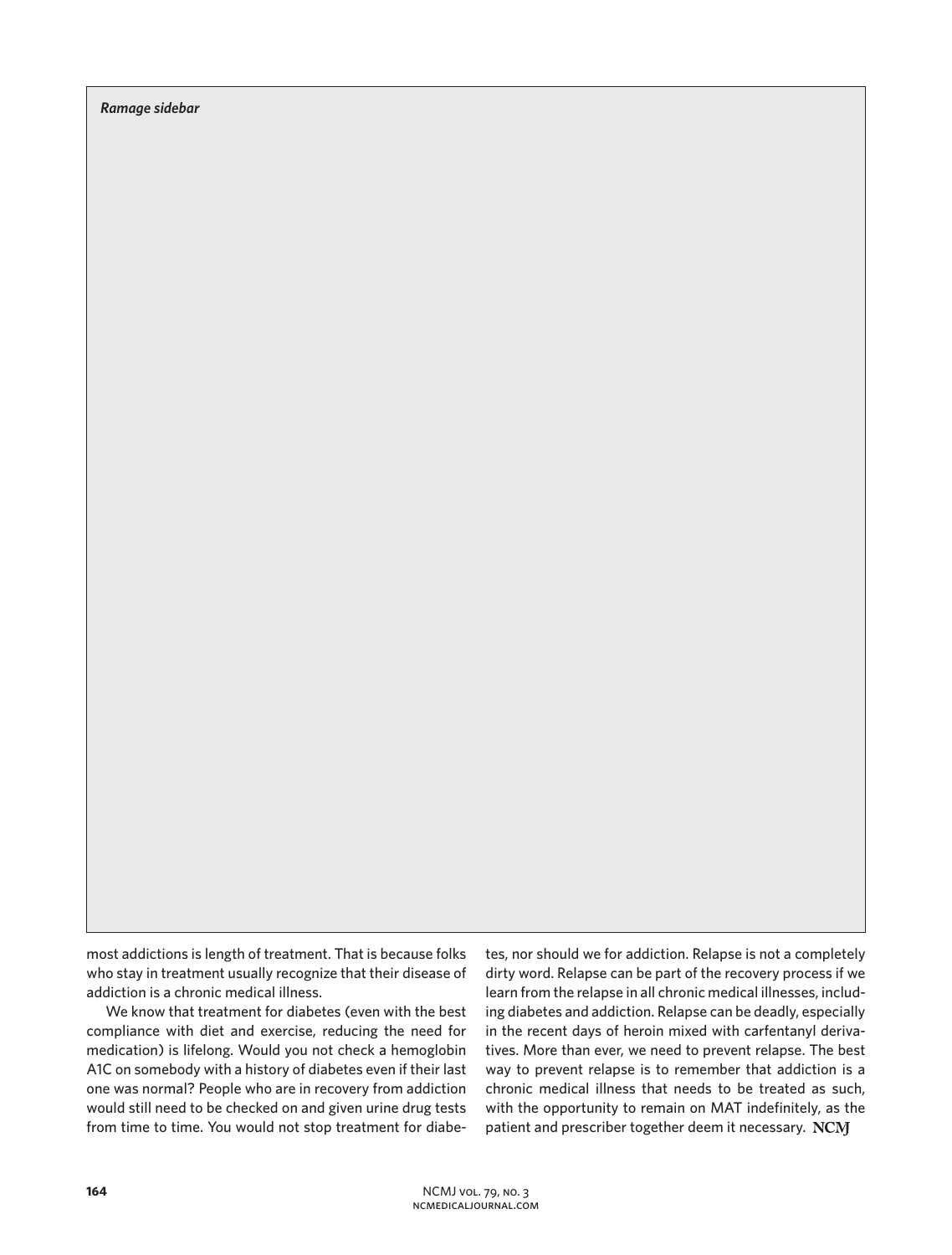*Ramage sidebar*

most addictions is length of treatment. That is because folks who stay in treatment usually recognize that their disease of addiction is a chronic medical illness.

We know that treatment for diabetes (even with the best compliance with diet and exercise, reducing the need for medication) is lifelong. Would you not check a hemoglobin A1C on somebody with a history of diabetes even if their last one was normal? People who are in recovery from addiction would still need to be checked on and given urine drug tests from time to time. You would not stop treatment for diabetes, nor should we for addiction. Relapse is not a completely dirty word. Relapse can be part of the recovery process if we learn from the relapse in all chronic medical illnesses, including diabetes and addiction. Relapse can be deadly, especially in the recent days of heroin mixed with carfentanyl derivatives. More than ever, we need to prevent relapse. The best way to prevent relapse is to remember that addiction is a chronic medical illness that needs to be treated as such, with the opportunity to remain on MAT indefinitely, as the patient and prescriber together deem it necessary. NCMJ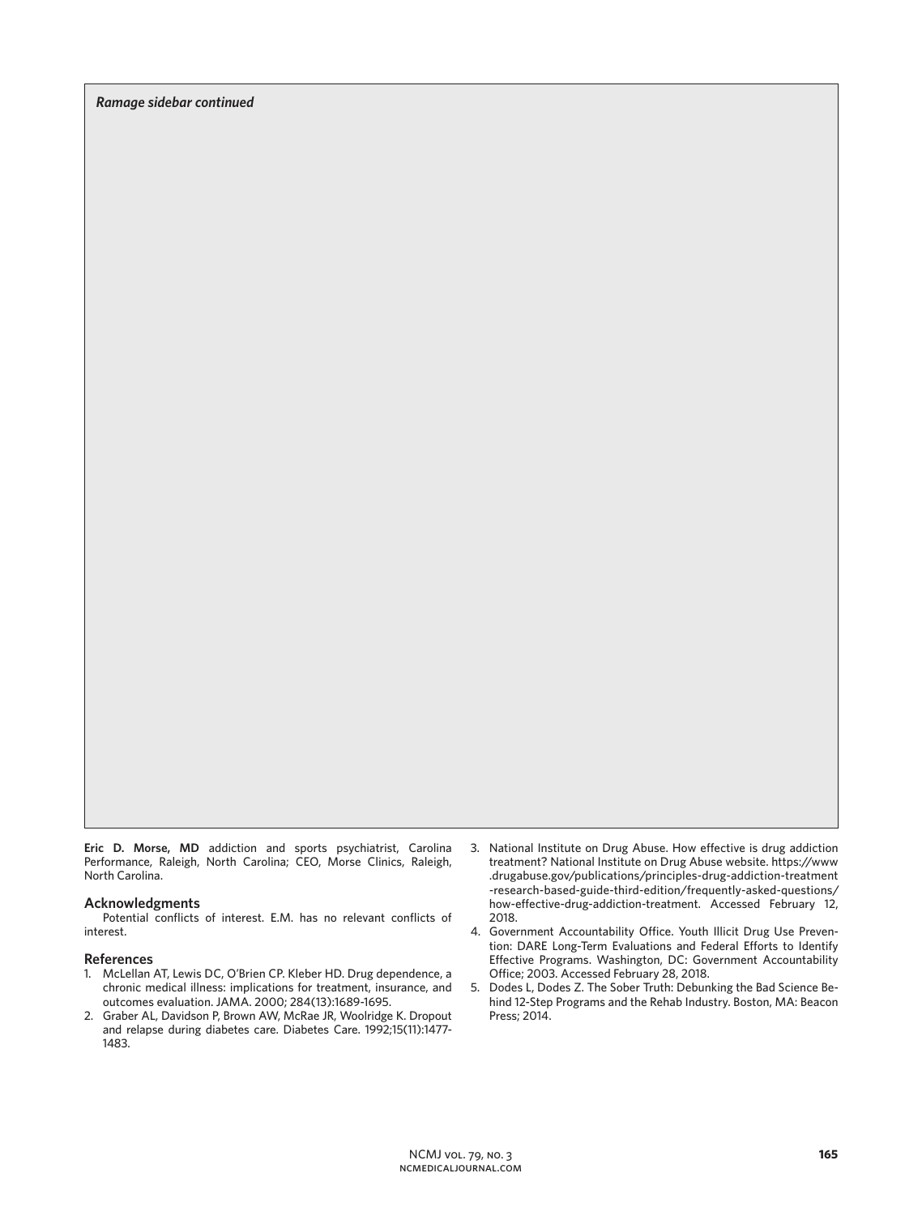*Ramage sidebar continued*

**Eric D. Morse, MD** addiction and sports psychiatrist, Carolina Performance, Raleigh, North Carolina; CEO, Morse Clinics, Raleigh, North Carolina.

## Acknowledgments

Potential conflicts of interest. E.M. has no relevant conflicts of interest.

## References

1. McLellan AT, Lewis DC, O'Brien CP. Kleber HD. Drug dependence, a chronic medical illness: implications for treatment, insurance, and outcomes evaluation. JAMA. 2000; 284(13):1689-1695.
2. Graber AL, Davidson P, Brown AW, McRae JR, Woolridge K. Dropout and relapse during diabetes care. Diabetes Care. 1992;15(11):1477-1483.
3. National Institute on Drug Abuse. How effective is drug addiction treatment? National Institute on Drug Abuse website. https://www.drugabuse.gov/publications/principles-drug-addiction-treatment-research-based-guide-third-edition/frequently-asked-questions/how-effective-drug-addiction-treatment. Accessed February 12, 2018.
4. Government Accountability Office. Youth Illicit Drug Use Prevention: DARE Long-Term Evaluations and Federal Efforts to Identify Effective Programs. Washington, DC: Government Accountability Office; 2003. Accessed February 28, 2018.
5. Dodes L, Dodes Z. The Sober Truth: Debunking the Bad Science Behind 12-Step Programs and the Rehab Industry. Boston, MA: Beacon Press; 2014.